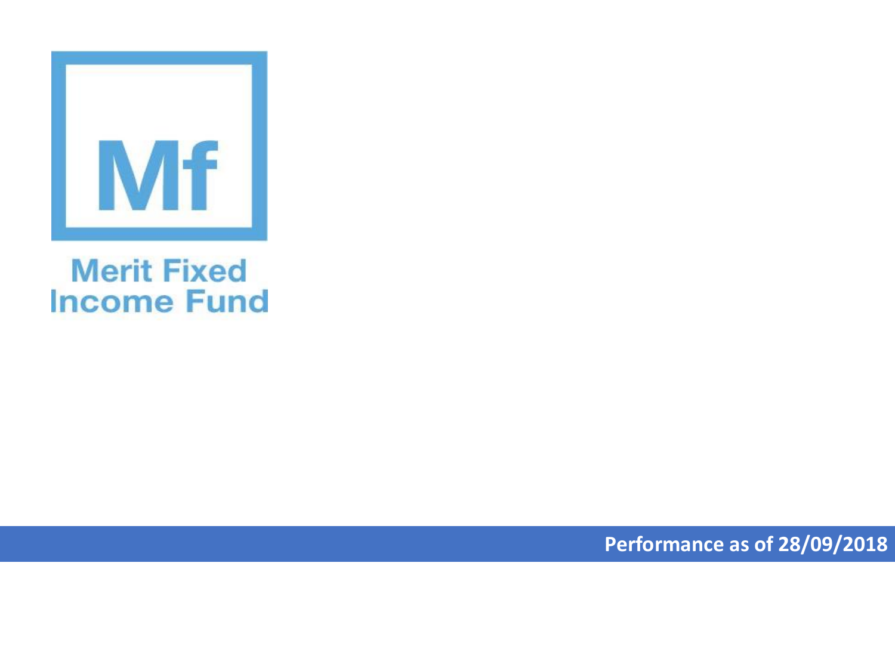Mf

# Merit Fixed Income Fund

**Performance as of 28/09/2018**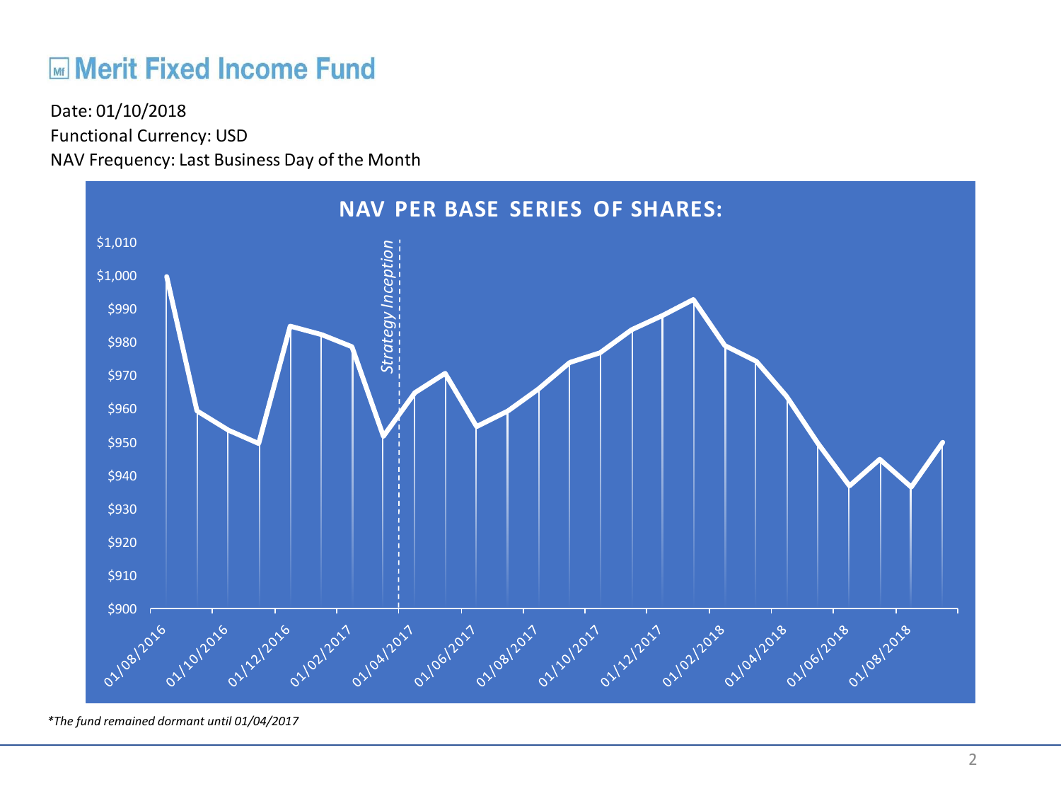# Merit Fixed Income Fund

Date: 01/10/2018

Functional Currency: USD

NAV Frequency: Last Business Day of the Month

**NAV PER BASE SERIES OF SHARES:**

*Strategy Inception*

$1,010
$1,000
$990
$980
$970
$960
$950
$940
$930
$920
$910
$900

01/08/2016 01/10/2016 01/12/2016 01/02/2017 01/04/2017 01/06/2017 01/08/2017 01/10/2017 01/12/2017 01/02/2018 01/04/2018 01/06/2018 01/08/2018

*\*The fund remained dormant until 01/04/2017*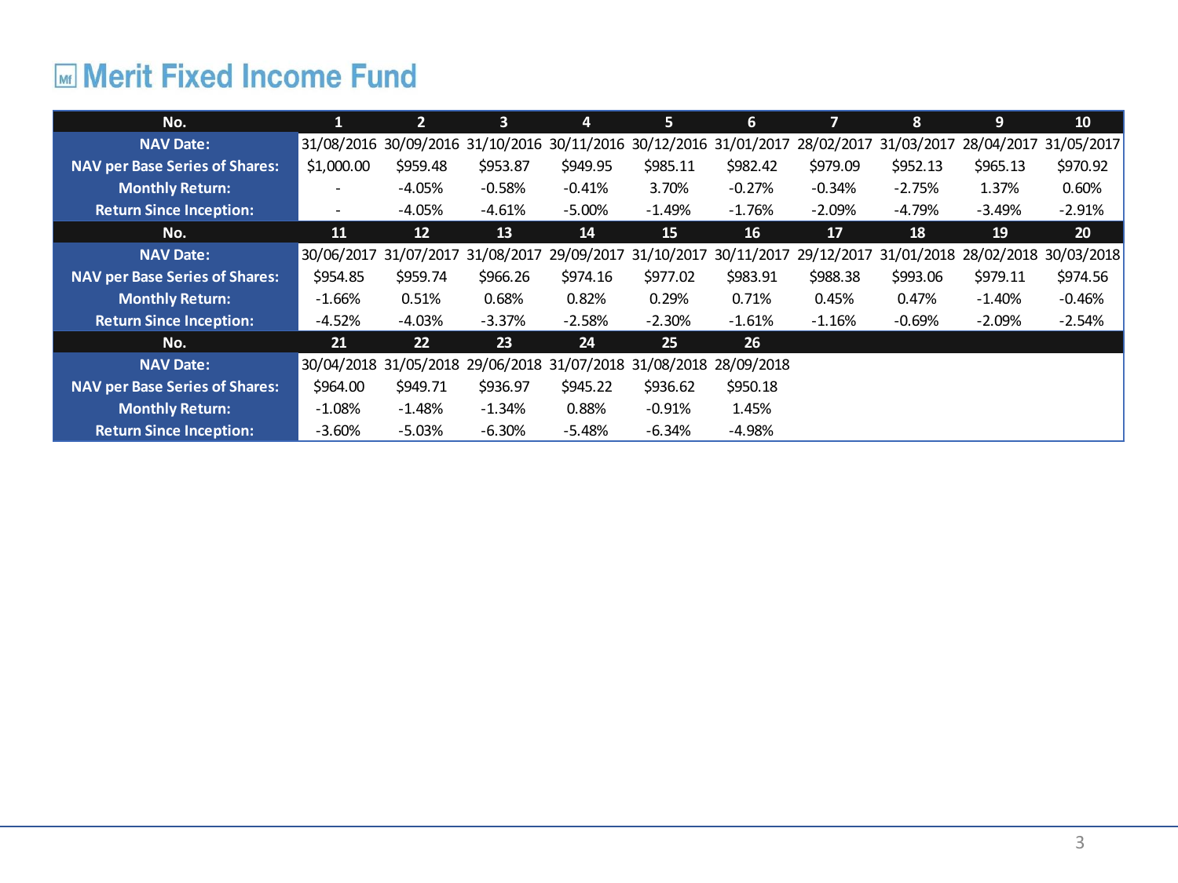# Merit Fixed Income Fund

| No. | 1 | 2 | 3 | 4 | 5 | 6 | 7 | 8 | 9 | 10 |
|---|---|---|---|---|---|---|---|---|---|---|
| NAV Date: | 31/08/2016 | 30/09/2016 | 31/10/2016 | 30/11/2016 | 30/12/2016 | 31/01/2017 | 28/02/2017 | 31/03/2017 | 28/04/2017 | 31/05/2017 |
| NAV per Base Series of Shares: | $1,000.00 | $959.48 | $953.87 | $949.95 | $985.11 | $982.42 | $979.09 | $952.13 | $965.13 | $970.92 |
| Monthly Return: | - | -4.05% | -0.58% | -0.41% | 3.70% | -0.27% | -0.34% | -2.75% | 1.37% | 0.60% |
| Return Since Inception: | - | -4.05% | -4.61% | -5.00% | -1.49% | -1.76% | -2.09% | -4.79% | -3.49% | -2.91% |
| **No.** | **11** | **12** | **13** | **14** | **15** | **16** | **17** | **18** | **19** | **20** |
| NAV Date: | 30/06/2017 | 31/07/2017 | 31/08/2017 | 29/09/2017 | 31/10/2017 | 30/11/2017 | 29/12/2017 | 31/01/2018 | 28/02/2018 | 30/03/2018 |
| NAV per Base Series of Shares: | $954.85 | $959.74 | $966.26 | $974.16 | $977.02 | $983.91 | $988.38 | $993.06 | $979.11 | $974.56 |
| Monthly Return: | -1.66% | 0.51% | 0.68% | 0.82% | 0.29% | 0.71% | 0.45% | 0.47% | -1.40% | -0.46% |
| Return Since Inception: | -4.52% | -4.03% | -3.37% | -2.58% | -2.30% | -1.61% | -1.16% | -0.69% | -2.09% | -2.54% |
| **No.** | **21** | **22** | **23** | **24** | **25** | **26** | | | | |
| NAV Date: | 30/04/2018 | 31/05/2018 | 29/06/2018 | 31/07/2018 | 31/08/2018 | 28/09/2018 | | | | |
| NAV per Base Series of Shares: | $964.00 | $949.71 | $936.97 | $945.22 | $936.62 | $950.18 | | | | |
| Monthly Return: | -1.08% | -1.48% | -1.34% | 0.88% | -0.91% | 1.45% | | | | |
| Return Since Inception: | -3.60% | -5.03% | -6.30% | -5.48% | -6.34% | -4.98% | | | | |